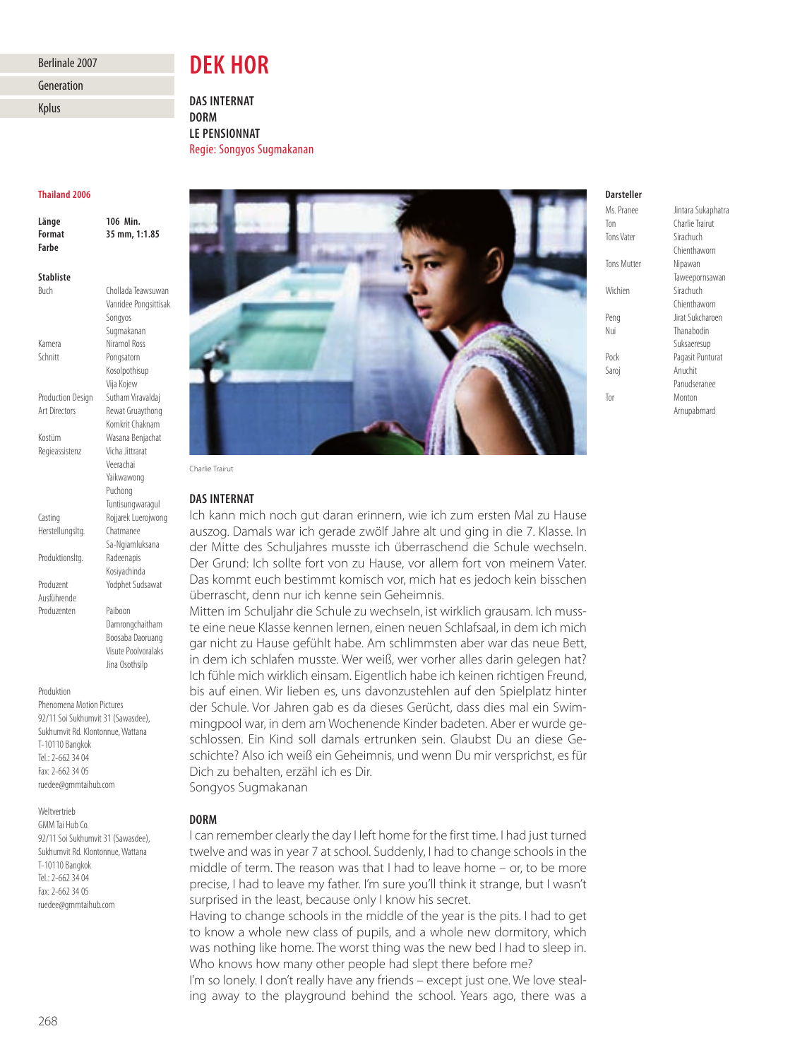Berlinale 2007

Generation

Kplus

# DEK HOR

**DAS INTERNAT**
**DORM**
**LE PENSIONNAT**
Regie: Songyos Sugmakanan

**Thailand 2006**

**Länge** 106 Min.
**Format** 35 mm, 1:1.85
**Farbe**

**Stabliste**

| | |
|---|---|
| Buch | Chollada Teawsuwan, Vanridee Pongsittisak, Songyos Sugmakanan |
| Kamera | Niramol Ross |
| Schnitt | Pongsatorn Kosolpothisup, Vija Kojew |
| Production Design | Sutham Viravaldaj |
| Art Directors | Rewat Gruaythong, Komkrit Chaknam |
| Kostüm | Wasana Benjachat |
| Regieassistenz | Vicha Jittrarat, Veerachai Yaikwawong, Puchong Tuntisungwaragul |
| Casting | Rojjarek Luerojwong |
| Herstellungsltg. | Chatmanee Sa-Ngiamluksana |
| Produktionsltg. | Radeenapis Kosiyachinda |
| Produzent | Yodphet Sudsawat |
| Ausführende Produzenten | Paiboon Damrongchaitham, Boosaba Daoruang, Visute Poolvoralaks, Jina Osothsilp |

Produktion
Phenomena Motion Pictures
92/11 Soi Sukhumvit 31 (Sawasdee),
Sukhumvit Rd. Klontonnue, Wattana
T-10110 Bangkok
Tel.: 2-662 34 04
Fax: 2-662 34 05
ruedee@gmmtaihub.com

Weltvertrieb
GMM Tai Hub Co.
92/11 Soi Sukhumvit 31 (Sawasdee),
Sukhumvit Rd. Klontonnue, Wattana
T-10110 Bangkok
Tel.: 2-662 34 04
Fax: 2-662 34 05
ruedee@gmmtaihub.com

Charlie Trairut

**Darsteller**

| | |
|---|---|
| Ms. Pranee | Jintara Sukaphatra |
| Ton | Charlie Trairut |
| Tons Vater | Sirachuch Chienthaworn |
| Tons Mutter | Nipawan Taweepornsawan |
| Wichien | Sirachuch Chienthaworn |
| Peng | Jirat Sukcharoen |
| Nui | Thanabodin Suksaeresup |
| Pock | Pagasit Punturat |
| Saroj | Anuchit Panudseranee |
| Tor | Monton Arnupabmard |

## DAS INTERNAT

Ich kann mich noch gut daran erinnern, wie ich zum ersten Mal zu Hause auszog. Damals war ich gerade zwölf Jahre alt und ging in die 7. Klasse. In der Mitte des Schuljahres musste ich überraschend die Schule wechseln. Der Grund: Ich sollte fort von zu Hause, vor allem fort von meinem Vater. Das kommt euch bestimmt komisch vor, mich hat es jedoch kein bisschen überrascht, denn nur ich kenne sein Geheimnis.

Mitten im Schuljahr die Schule zu wechseln, ist wirklich grausam. Ich musste eine neue Klasse kennen lernen, einen neuen Schlafsaal, in dem ich mich gar nicht zu Hause gefühlt habe. Am schlimmsten aber war das neue Bett, in dem ich schlafen musste. Wer weiß, wer vorher alles darin gelegen hat? Ich fühle mich wirklich einsam. Eigentlich habe ich keinen richtigen Freund, bis auf einen. Wir lieben es, uns davonzustehlen auf den Spielplatz hinter der Schule. Vor Jahren gab es da dieses Gerücht, dass dies mal ein Swimmingpool war, in dem am Wochenende Kinder badeten. Aber er wurde geschlossen. Ein Kind soll damals ertrunken sein. Glaubst Du an diese Geschichte? Also ich weiß ein Geheimnis, und wenn Du mir versprichst, es für Dich zu behalten, erzähl ich es Dir.

Songyos Sugmakanan

## DORM

I can remember clearly the day I left home for the first time. I had just turned twelve and was in year 7 at school. Suddenly, I had to change schools in the middle of term. The reason was that I had to leave home – or, to be more precise, I had to leave my father. I'm sure you'll think it strange, but I wasn't surprised in the least, because only I know his secret.

Having to change schools in the middle of the year is the pits. I had to get to know a whole new class of pupils, and a whole new dormitory, which was nothing like home. The worst thing was the new bed I had to sleep in. Who knows how many other people had slept there before me?

I'm so lonely. I don't really have any friends – except just one. We love stealing away to the playground behind the school. Years ago, there was a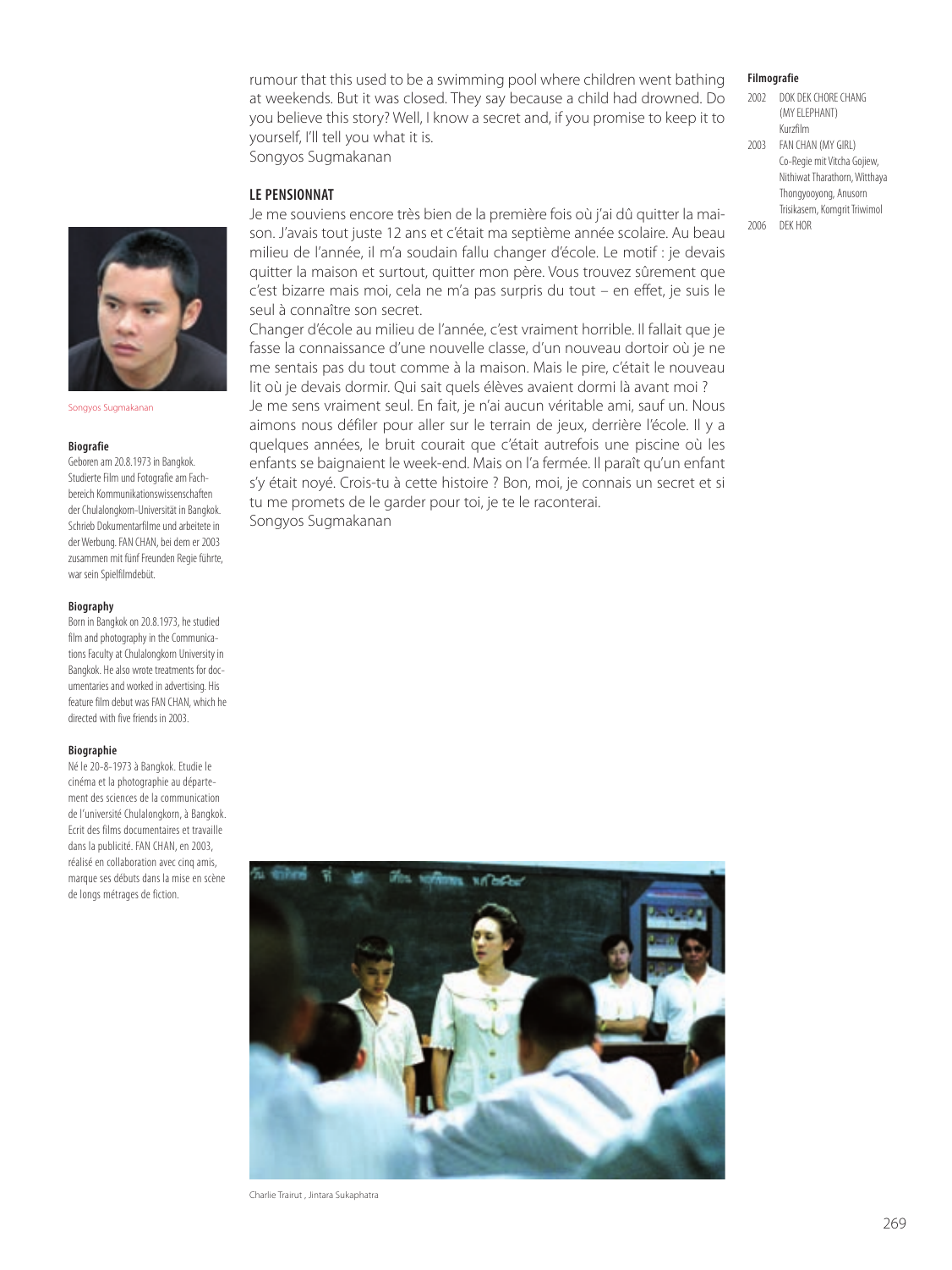rumour that this used to be a swimming pool where children went bathing at weekends. But it was closed. They say because a child had drowned. Do you believe this story? Well, I know a secret and, if you promise to keep it to yourself, I'll tell you what it is.
Songyos Sugmakanan

**LE PENSIONNAT**

Je me souviens encore très bien de la première fois où j'ai dû quitter la maison. J'avais tout juste 12 ans et c'était ma septième année scolaire. Au beau milieu de l'année, il m'a soudain fallu changer d'école. Le motif : je devais quitter la maison et surtout, quitter mon père. Vous trouvez sûrement que c'est bizarre mais moi, cela ne m'a pas surpris du tout – en effet, je suis le seul à connaître son secret.

Changer d'école au milieu de l'année, c'est vraiment horrible. Il fallait que je fasse la connaissance d'une nouvelle classe, d'un nouveau dortoir où je ne me sentais pas du tout comme à la maison. Mais le pire, c'était le nouveau lit où je devais dormir. Qui sait quels élèves avaient dormi là avant moi ?

Je me sens vraiment seul. En fait, je n'ai aucun véritable ami, sauf un. Nous aimons nous défiler pour aller sur le terrain de jeux, derrière l'école. Il y a quelques années, le bruit courait que c'était autrefois une piscine où les enfants se baignaient le week-end. Mais on l'a fermée. Il paraît qu'un enfant s'y était noyé. Crois-tu à cette histoire ? Bon, moi, je connais un secret et si tu me promets de le garder pour toi, je te le raconterai.
Songyos Sugmakanan

Songyos Sugmakanan

**Biografie**

Geboren am 20.8.1973 in Bangkok. Studierte Film und Fotografie am Fachbereich Kommunikationswissenschaften der Chulalongkorn-Universität in Bangkok. Schrieb Dokumentarfilme und arbeitete in der Werbung. FAN CHAN, bei dem er 2003 zusammen mit fünf Freunden Regie führte, war sein Spielfilmdebüt.

**Biography**

Born in Bangkok on 20.8.1973, he studied film and photography in the Communications Faculty at Chulalongkorn University in Bangkok. He also wrote treatments for documentaries and worked in advertising. His feature film debut was FAN CHAN, which he directed with five friends in 2003.

**Biographie**

Né le 20-8-1973 à Bangkok. Etudie le cinéma et la photographie au département des sciences de la communication de l'université Chulalongkorn, à Bangkok. Ecrit des films documentaires et travaille dans la publicité. FAN CHAN, en 2003, réalisé en collaboration avec cinq amis, marque ses débuts dans la mise en scène de longs métrages de fiction.

**Filmografie**

2002 DOK DEK CHORE CHANG (MY ELEPHANT) Kurzfilm
2003 FAN CHAN (MY GIRL) Co-Regie mit Vitcha Gojiew, Nithiwat Tharathorn, Witthaya Thongyooyong, Anusorn Trisikasem, Komgrit Triwimol
2006 DEK HOR

Charlie Trairut , Jintara Sukaphatra